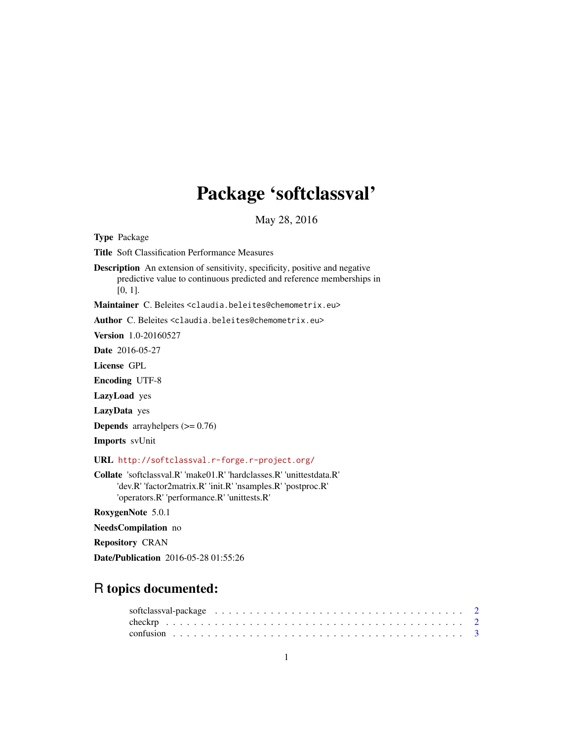# Package 'softclassval'

May 28, 2016

**Type** Package

**Title** Soft Classification Performance Measures

**Description** An extension of sensitivity, specificity, positive and negative predictive value to continuous predicted and reference memberships in [0, 1].

**Maintainer** C. Beleites <claudia.beleites@chemometrix.eu>

**Author** C. Beleites <claudia.beleites@chemometrix.eu>

**Version** 1.0-20160527

**Date** 2016-05-27

**License** GPL

**Encoding** UTF-8

**LazyLoad** yes

**LazyData** yes

**Depends** arrayhelpers (>= 0.76)

**Imports** svUnit

**URL** http://softclassval.r-forge.r-project.org/

**Collate** 'softclassval.R' 'make01.R' 'hardclasses.R' 'unittestdata.R' 'dev.R' 'factor2matrix.R' 'init.R' 'nsamples.R' 'postproc.R' 'operators.R' 'performance.R' 'unittests.R'

**RoxygenNote** 5.0.1

**NeedsCompilation** no

**Repository** CRAN

**Date/Publication** 2016-05-28 01:55:26

## R topics documented:

softclassval-package . . . . . . . . . . . . . . . . . . . . . . . . . . . . . . . . . . . . 2
checkrp . . . . . . . . . . . . . . . . . . . . . . . . . . . . . . . . . . . . . . . . . . . 2
confusion . . . . . . . . . . . . . . . . . . . . . . . . . . . . . . . . . . . . . . . . . . 3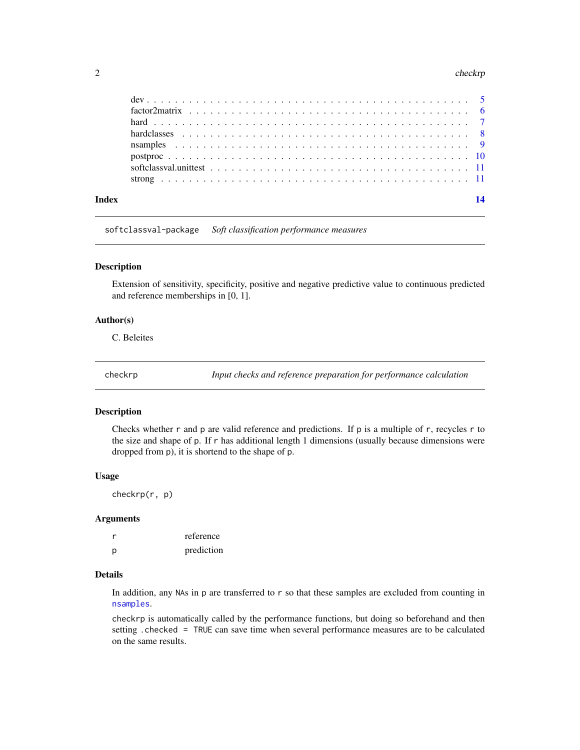| | |
|---|---|
| dev | 5 |
| factor2matrix | 6 |
| hard | 7 |
| hardclasses | 8 |
| nsamples | 9 |
| postproc | 10 |
| softclassval.unittest | 11 |
| strong | 11 |

**Index** **14**

---

`softclassval-package` *Soft classification performance measures*

---

## Description

Extension of sensitivity, specificity, positive and negative predictive value to continuous predicted and reference memberships in [0, 1].

## Author(s)

C. Beleites

---

`checkrp` *Input checks and reference preparation for performance calculation*

---

## Description

Checks whether `r` and `p` are valid reference and predictions. If `p` is a multiple of `r`, recycles `r` to the size and shape of `p`. If `r` has additional length 1 dimensions (usually because dimensions were dropped from `p`), it is shortend to the shape of `p`.

## Usage

```
checkrp(r, p)
```

## Arguments

| | |
|---|---|
| `r` | reference |
| `p` | prediction |

## Details

In addition, any `NA`s in `p` are transferred to `r` so that these samples are excluded from counting in `nsamples`.

`checkrp` is automatically called by the performance functions, but doing so beforehand and then setting `.checked = TRUE` can save time when several performance measures are to be calculated on the same results.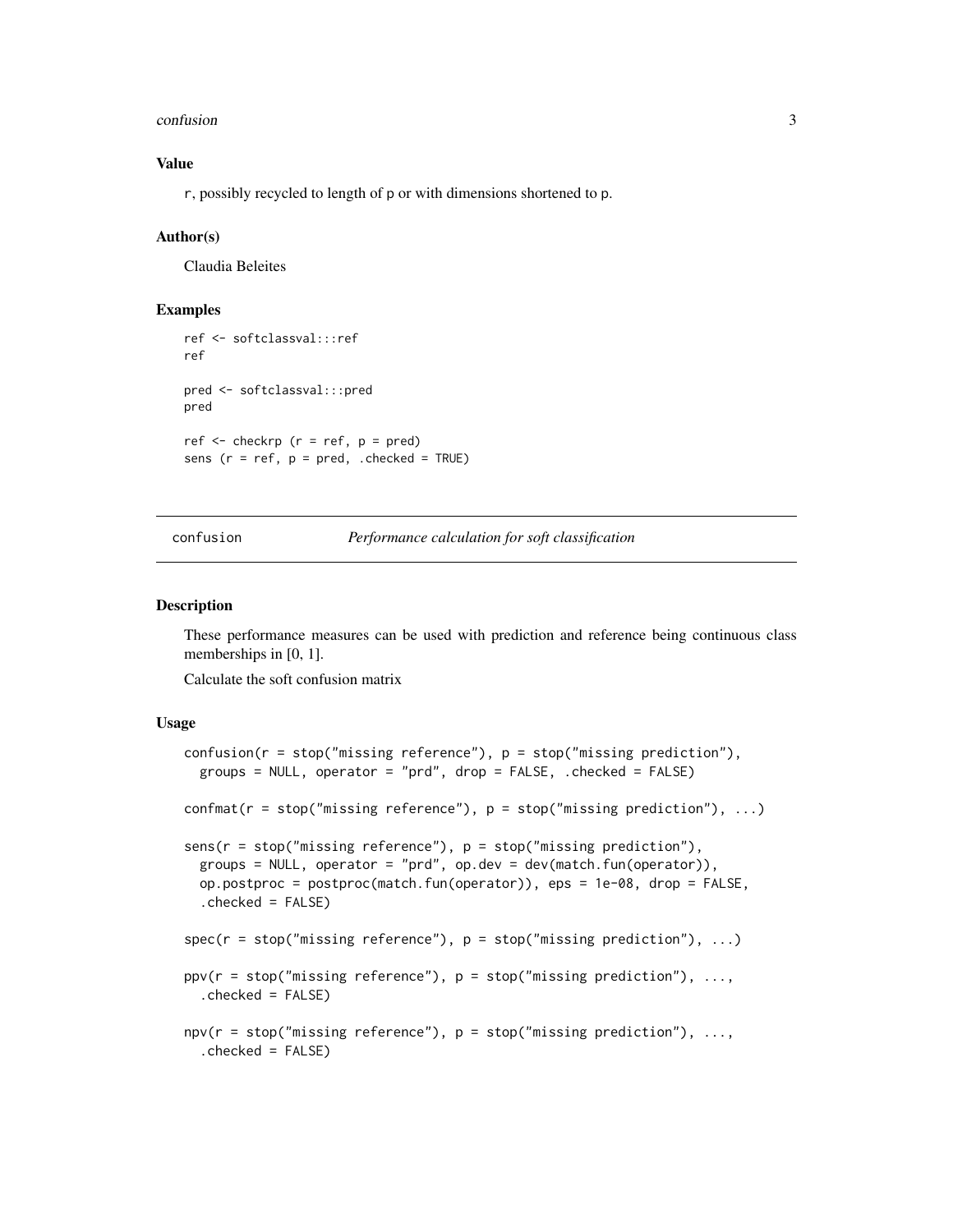### Value

r, possibly recycled to length of p or with dimensions shortened to p.

### Author(s)

Claudia Beleites

### Examples

```
ref <- softclassval:::ref
ref

pred <- softclassval:::pred
pred

ref <- checkrp (r = ref, p = pred)
sens (r = ref, p = pred, .checked = TRUE)
```

---

## confusion — *Performance calculation for soft classification*

---

### Description

These performance measures can be used with prediction and reference being continuous class memberships in [0, 1].

Calculate the soft confusion matrix

### Usage

```
confusion(r = stop("missing reference"), p = stop("missing prediction"),
  groups = NULL, operator = "prd", drop = FALSE, .checked = FALSE)

confmat(r = stop("missing reference"), p = stop("missing prediction"), ...)

sens(r = stop("missing reference"), p = stop("missing prediction"),
  groups = NULL, operator = "prd", op.dev = dev(match.fun(operator)),
  op.postproc = postproc(match.fun(operator)), eps = 1e-08, drop = FALSE,
  .checked = FALSE)

spec(r = stop("missing reference"), p = stop("missing prediction"), ...)

ppv(r = stop("missing reference"), p = stop("missing prediction"), ...,
  .checked = FALSE)

npv(r = stop("missing reference"), p = stop("missing prediction"), ...,
  .checked = FALSE)
```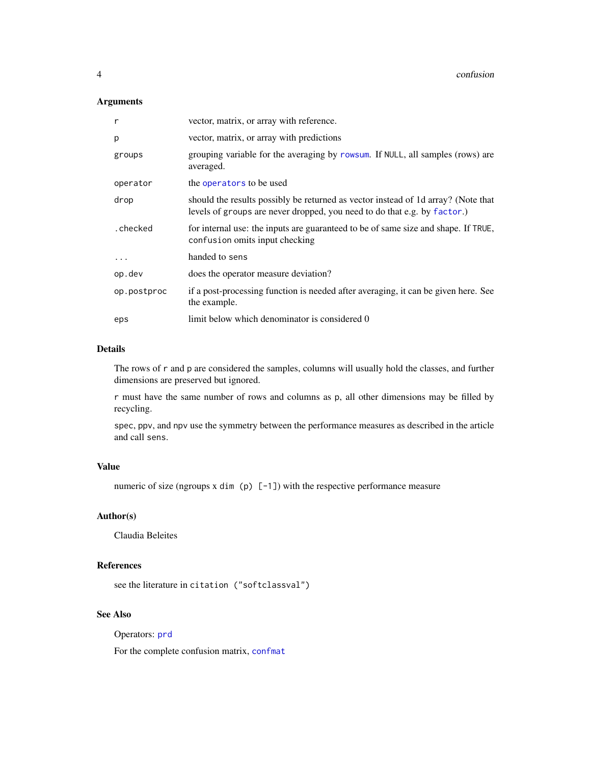### Arguments

| | |
|---|---|
| `r` | vector, matrix, or array with reference. |
| `p` | vector, matrix, or array with predictions |
| `groups` | grouping variable for the averaging by `rowsum`. If `NULL`, all samples (rows) are averaged. |
| `operator` | the `operators` to be used |
| `drop` | should the results possibly be returned as vector instead of 1d array? (Note that levels of `groups` are never dropped, you need to do that e.g. by `factor`.) |
| `.checked` | for internal use: the inputs are guaranteed to be of same size and shape. If `TRUE`, `confusion` omits input checking |
| `...` | handed to `sens` |
| `op.dev` | does the operator measure deviation? |
| `op.postproc` | if a post-processing function is needed after averaging, it can be given here. See the example. |
| `eps` | limit below which denominator is considered 0 |

### Details

The rows of `r` and `p` are considered the samples, columns will usually hold the classes, and further dimensions are preserved but ignored.

`r` must have the same number of rows and columns as `p`, all other dimensions may be filled by recycling.

`spec`, `ppv`, and `npv` use the symmetry between the performance measures as described in the article and call `sens`.

### Value

numeric of size (ngroups x `dim (p) [-1]`) with the respective performance measure

### Author(s)

Claudia Beleites

### References

see the literature in `citation ("softclassval")`

### See Also

Operators: `prd`

For the complete confusion matrix, `confmat`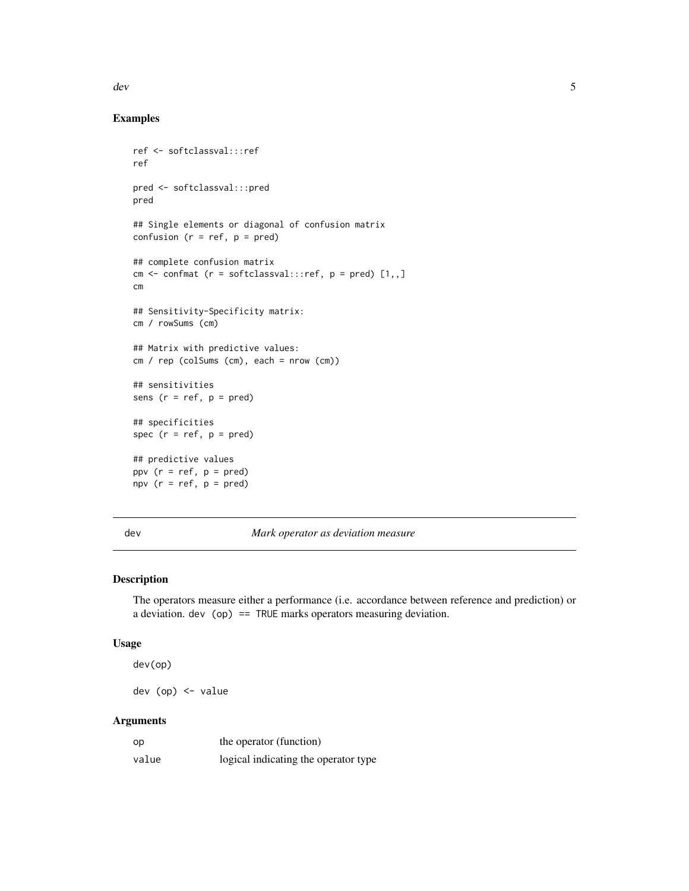## Examples

```
ref <- softclassval:::ref
ref

pred <- softclassval:::pred
pred

## Single elements or diagonal of confusion matrix
confusion (r = ref, p = pred)

## complete confusion matrix
cm <- confmat (r = softclassval:::ref, p = pred) [1,,]
cm

## Sensitivity-Specificity matrix:
cm / rowSums (cm)

## Matrix with predictive values:
cm / rep (colSums (cm), each = nrow (cm))

## sensitivities
sens (r = ref, p = pred)

## specificities
spec (r = ref, p = pred)

## predictive values
ppv (r = ref, p = pred)
npv (r = ref, p = pred)
```

---

# dev    *Mark operator as deviation measure*

---

## Description

The operators measure either a performance (i.e. accordance between reference and prediction) or a deviation. `dev (op) == TRUE` marks operators measuring deviation.

## Usage

```
dev(op)

dev (op) <- value
```

## Arguments

| | |
|---|---|
| `op` | the operator (function) |
| `value` | logical indicating the operator type |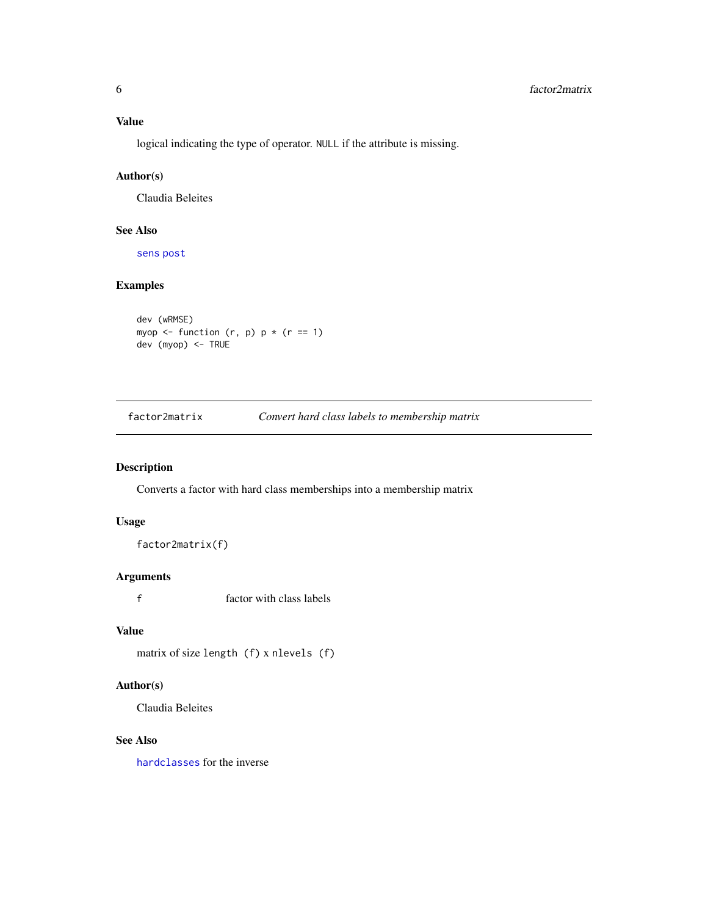### Value

logical indicating the type of operator. `NULL` if the attribute is missing.

### Author(s)

Claudia Beleites

### See Also

`sens` `post`

### Examples

```
dev (wRMSE)
myop <- function (r, p) p * (r == 1)
dev (myop) <- TRUE
```

---

## factor2matrix — *Convert hard class labels to membership matrix*

---

### Description

Converts a factor with hard class memberships into a membership matrix

### Usage

```
factor2matrix(f)
```

### Arguments

| | |
|---|---|
| `f` | factor with class labels |

### Value

matrix of size `length (f)` x `nlevels (f)`

### Author(s)

Claudia Beleites

### See Also

`hardclasses` for the inverse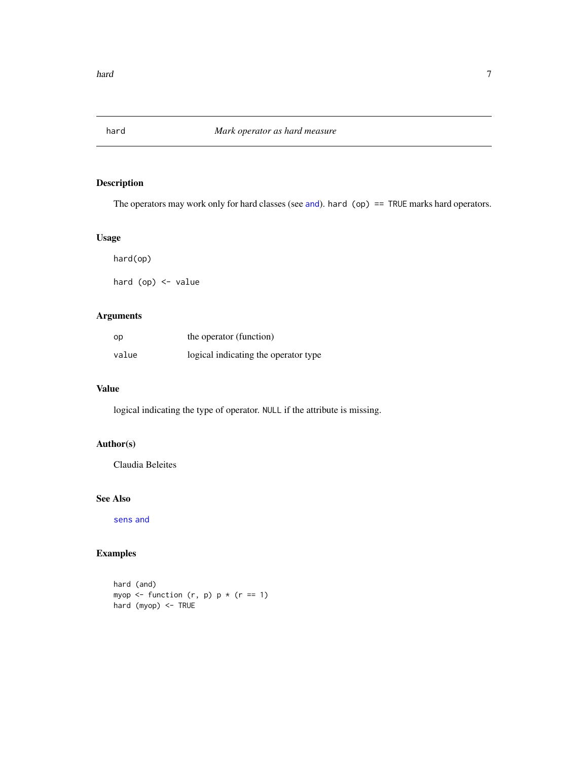# hard — *Mark operator as hard measure*

## Description

The operators may work only for hard classes (see and). `hard (op) == TRUE` marks hard operators.

## Usage

```
hard(op)

hard (op) <- value
```

## Arguments

| | |
|---|---|
| op | the operator (function) |
| value | logical indicating the operator type |

## Value

logical indicating the type of operator. `NULL` if the attribute is missing.

## Author(s)

Claudia Beleites

## See Also

sens and

## Examples

```
hard (and)
myop <- function (r, p) p * (r == 1)
hard (myop) <- TRUE
```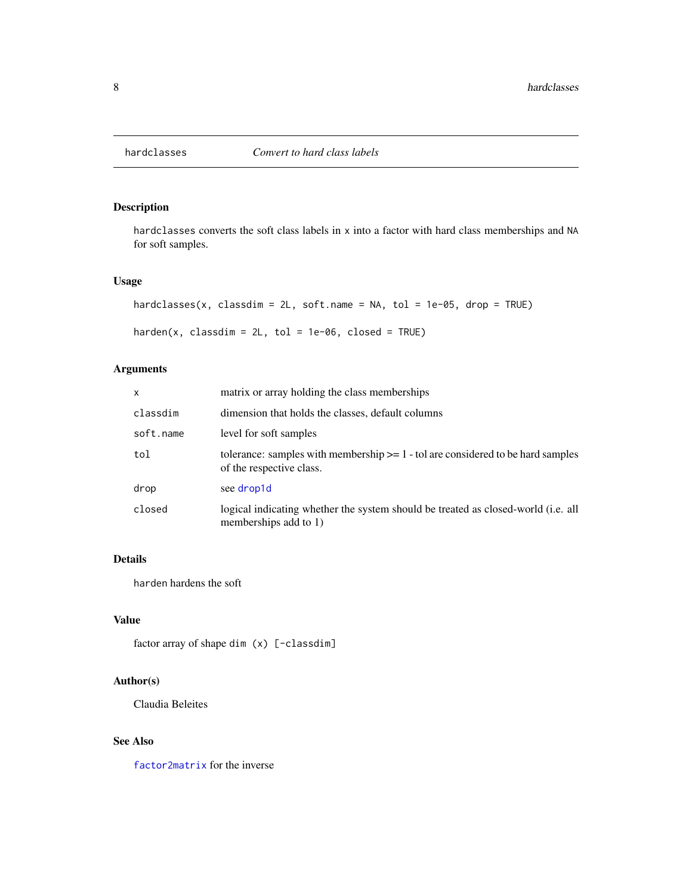# hardclasses — *Convert to hard class labels*

## Description

`hardclasses` converts the soft class labels in `x` into a factor with hard class memberships and `NA` for soft samples.

## Usage

```
hardclasses(x, classdim = 2L, soft.name = NA, tol = 1e-05, drop = TRUE)

harden(x, classdim = 2L, tol = 1e-06, closed = TRUE)
```

## Arguments

| | |
|---|---|
| `x` | matrix or array holding the class memberships |
| `classdim` | dimension that holds the classes, default columns |
| `soft.name` | level for soft samples |
| `tol` | tolerance: samples with membership >= 1 - tol are considered to be hard samples of the respective class. |
| `drop` | see `drop1d` |
| `closed` | logical indicating whether the system should be treated as closed-world (i.e. all memberships add to 1) |

## Details

`harden` hardens the soft

## Value

factor array of shape `dim (x) [-classdim]`

## Author(s)

Claudia Beleites

## See Also

`factor2matrix` for the inverse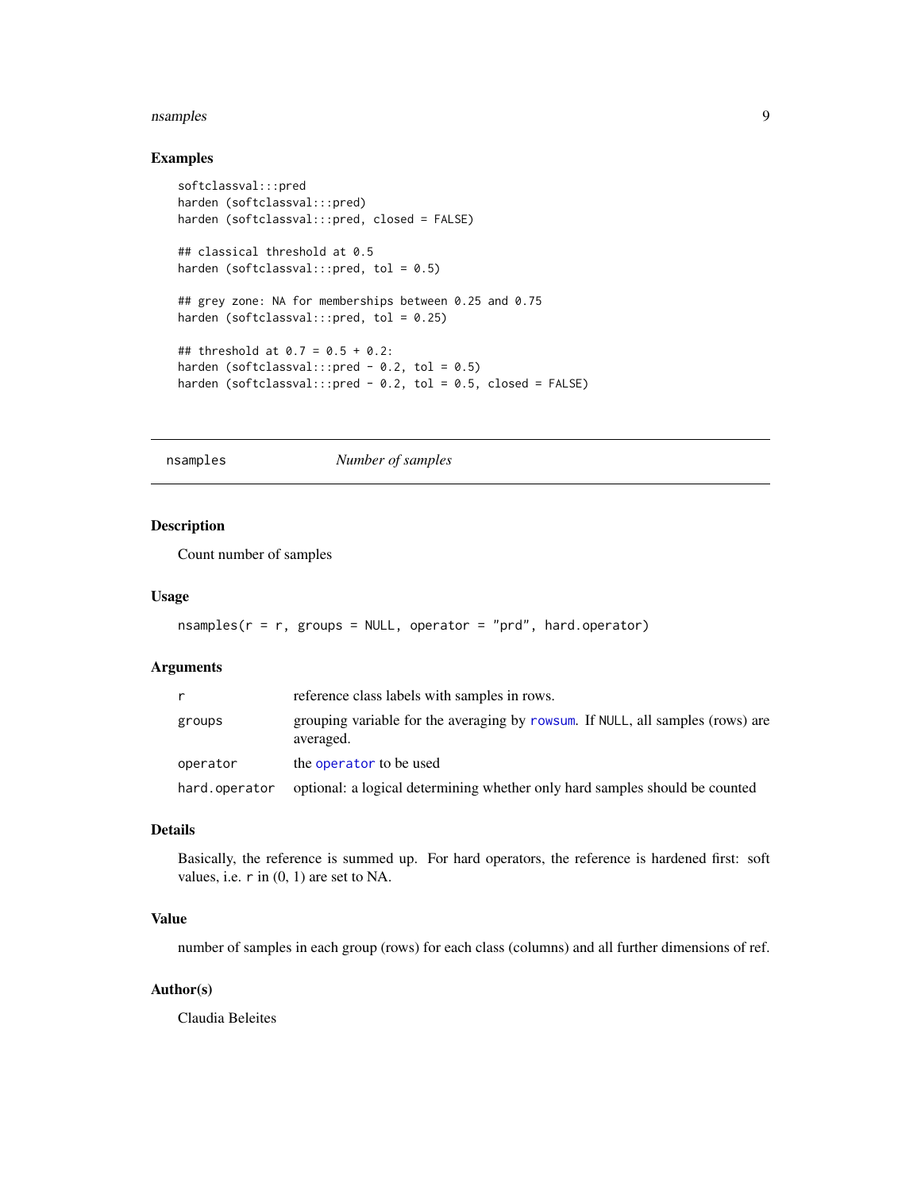### Examples

```
softclassval:::pred
harden (softclassval:::pred)
harden (softclassval:::pred, closed = FALSE)

## classical threshold at 0.5
harden (softclassval:::pred, tol = 0.5)

## grey zone: NA for memberships between 0.25 and 0.75
harden (softclassval:::pred, tol = 0.25)

## threshold at 0.7 = 0.5 + 0.2:
harden (softclassval:::pred - 0.2, tol = 0.5)
harden (softclassval:::pred - 0.2, tol = 0.5, closed = FALSE)
```

---

## nsamples — *Number of samples*

---

### Description

Count number of samples

### Usage

```
nsamples(r = r, groups = NULL, operator = "prd", hard.operator)
```

### Arguments

| | |
|---|---|
| `r` | reference class labels with samples in rows. |
| `groups` | grouping variable for the averaging by `rowsum`. If `NULL`, all samples (rows) are averaged. |
| `operator` | the `operator` to be used |
| `hard.operator` | optional: a logical determining whether only hard samples should be counted |

### Details

Basically, the reference is summed up. For hard operators, the reference is hardened first: soft values, i.e. `r` in (0, 1) are set to NA.

### Value

number of samples in each group (rows) for each class (columns) and all further dimensions of ref.

### Author(s)

Claudia Beleites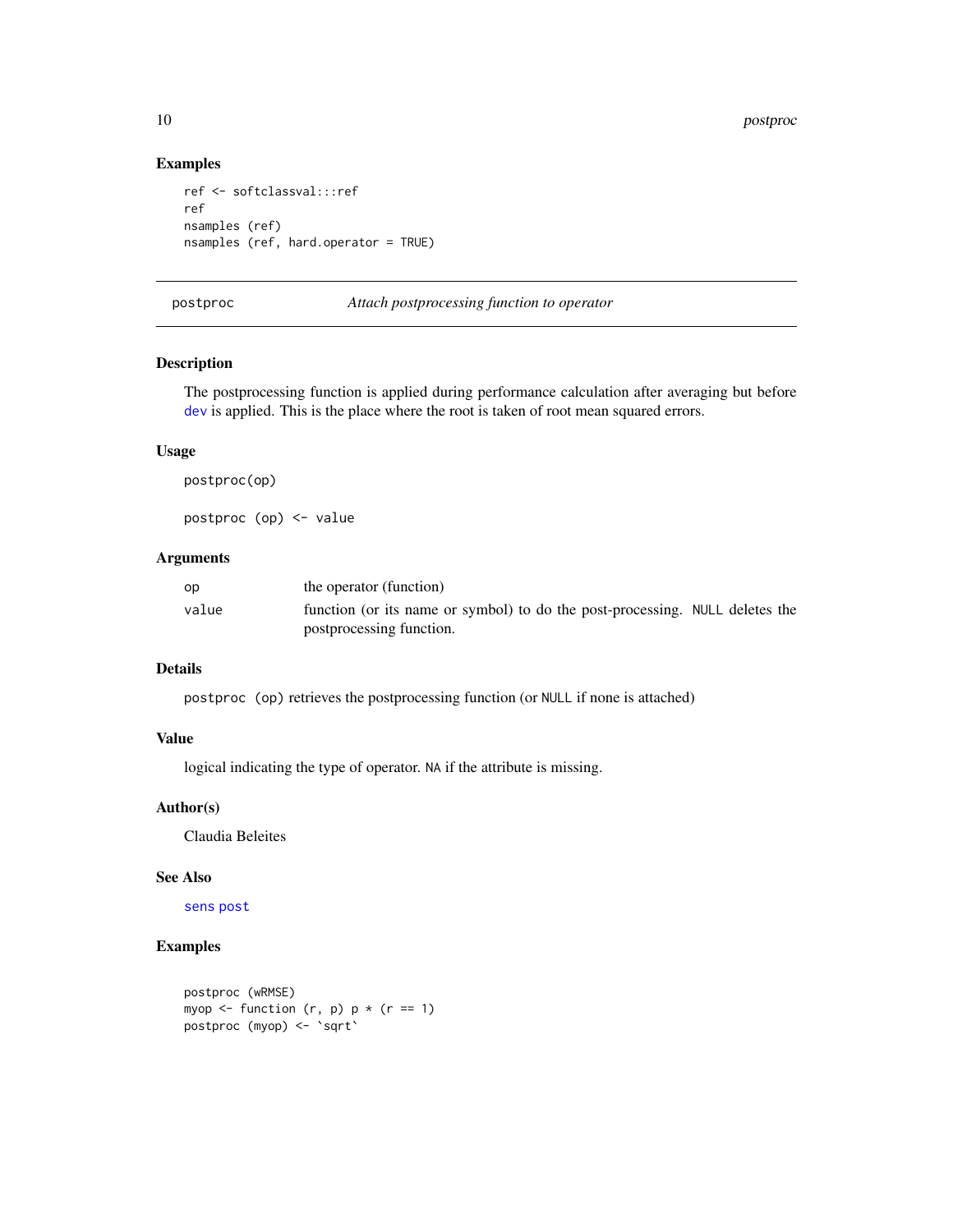## Examples

```
ref <- softclassval:::ref
ref
nsamples (ref)
nsamples (ref, hard.operator = TRUE)
```

---

# postproc — *Attach postprocessing function to operator*

---

## Description

The postprocessing function is applied during performance calculation after averaging but before dev is applied. This is the place where the root is taken of root mean squared errors.

## Usage

```
postproc(op)

postproc (op) <- value
```

## Arguments

| | |
|---|---|
| op | the operator (function) |
| value | function (or its name or symbol) to do the post-processing. NULL deletes the postprocessing function. |

## Details

`postproc (op)` retrieves the postprocessing function (or NULL if none is attached)

## Value

logical indicating the type of operator. NA if the attribute is missing.

## Author(s)

Claudia Beleites

## See Also

sens post

## Examples

```
postproc (wRMSE)
myop <- function (r, p) p * (r == 1)
postproc (myop) <- `sqrt`
```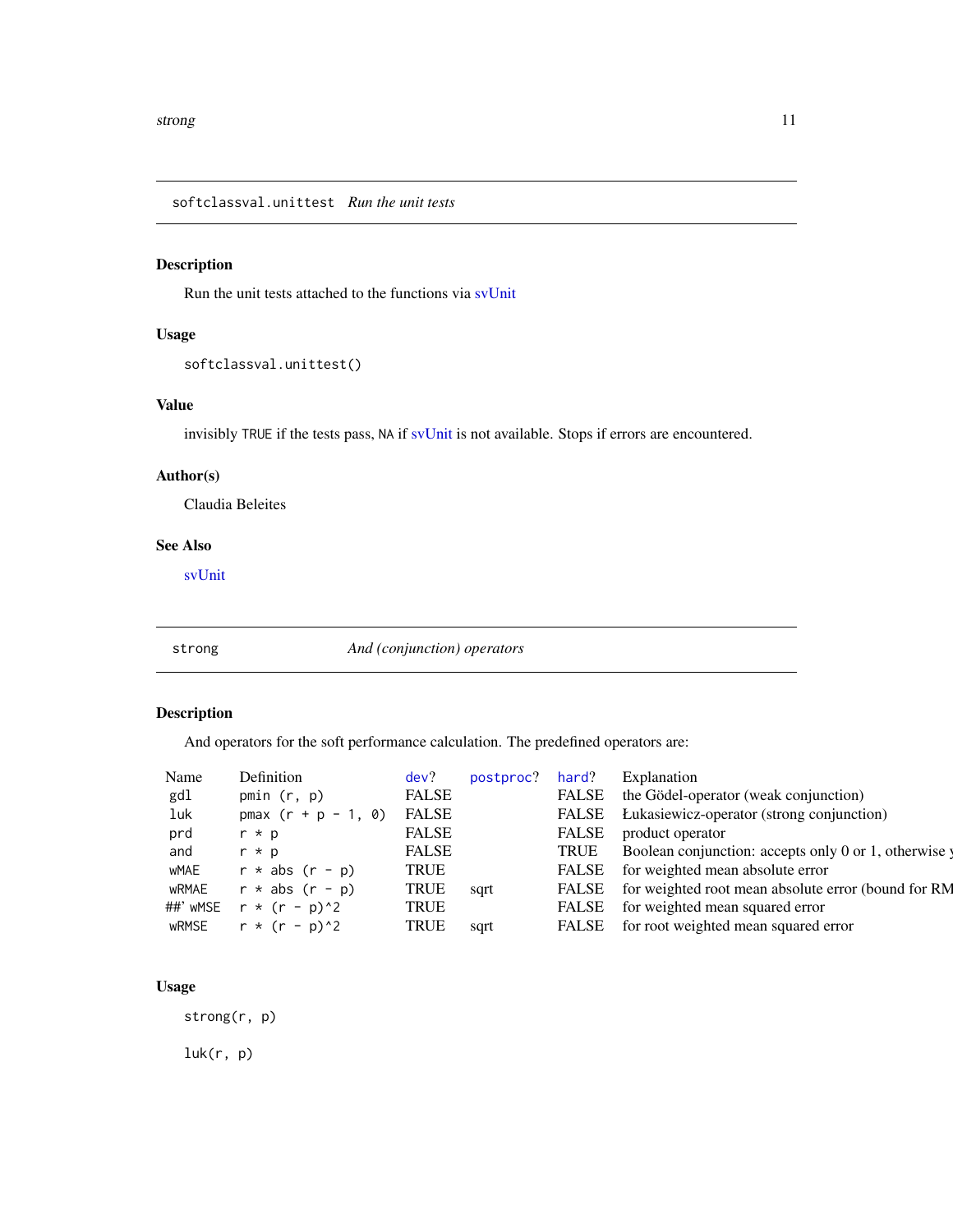## softclassval.unittest *Run the unit tests*

### Description

Run the unit tests attached to the functions via svUnit

### Usage

```
softclassval.unittest()
```

### Value

invisibly TRUE if the tests pass, NA if svUnit is not available. Stops if errors are encountered.

### Author(s)

Claudia Beleites

### See Also

svUnit

## strong *And (conjunction) operators*

### Description

And operators for the soft performance calculation. The predefined operators are:

| Name | Definition | dev? | postproc? | hard? | Explanation |
|---|---|---|---|---|---|
| gdl | pmin (r, p) | FALSE | | FALSE | the Gödel-operator (weak conjunction) |
| luk | pmax (r + p - 1, 0) | FALSE | | FALSE | Łukasiewicz-operator (strong conjunction) |
| prd | r * p | FALSE | | FALSE | product operator |
| and | r * p | FALSE | | TRUE | Boolean conjunction: accepts only 0 or 1, otherwise y |
| wMAE | r * abs (r - p) | TRUE | | FALSE | for weighted mean absolute error |
| wRMAE | r * abs (r - p) | TRUE | sqrt | FALSE | for weighted root mean absolute error (bound for RM |
| ##' wMSE | r * (r - p)^2 | TRUE | | FALSE | for weighted mean squared error |
| wRMSE | r * (r - p)^2 | TRUE | sqrt | FALSE | for root weighted mean squared error |

### Usage

```
strong(r, p)

luk(r, p)
```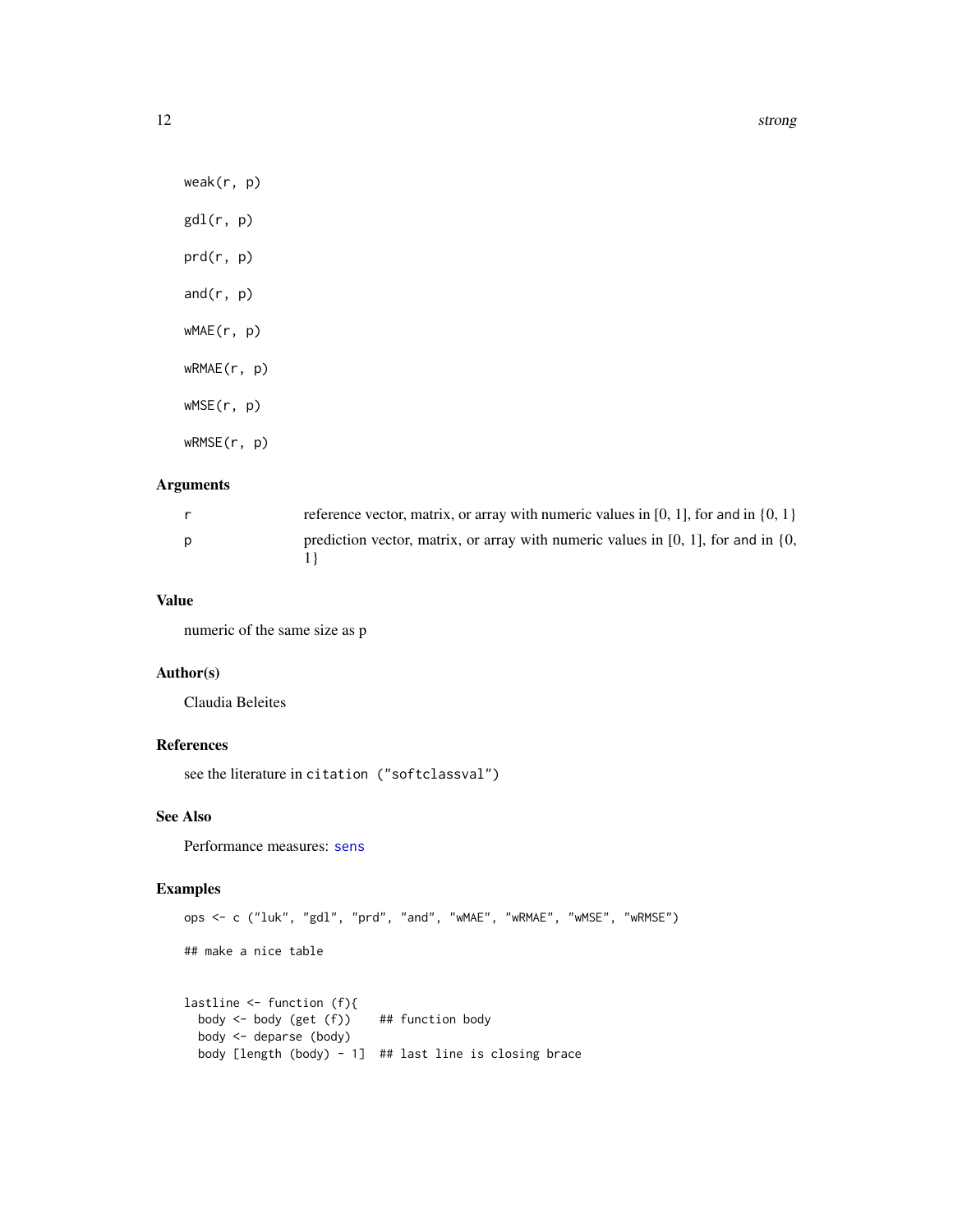```
weak(r, p)

gdl(r, p)

prd(r, p)

and(r, p)

wMAE(r, p)

wRMAE(r, p)

wMSE(r, p)

wRMSE(r, p)
```

## Arguments

| | |
|---|---|
| r | reference vector, matrix, or array with numeric values in [0, 1], for and in {0, 1} |
| p | prediction vector, matrix, or array with numeric values in [0, 1], for and in {0, 1} |

## Value

numeric of the same size as p

## Author(s)

Claudia Beleites

## References

see the literature in `citation ("softclassval")`

## See Also

Performance measures: `sens`

## Examples

```
ops <- c ("luk", "gdl", "prd", "and", "wMAE", "wRMAE", "wMSE", "wRMSE")

## make a nice table


lastline <- function (f){
  body <- body (get (f))    ## function body
  body <- deparse (body)
  body [length (body) - 1]  ## last line is closing brace
```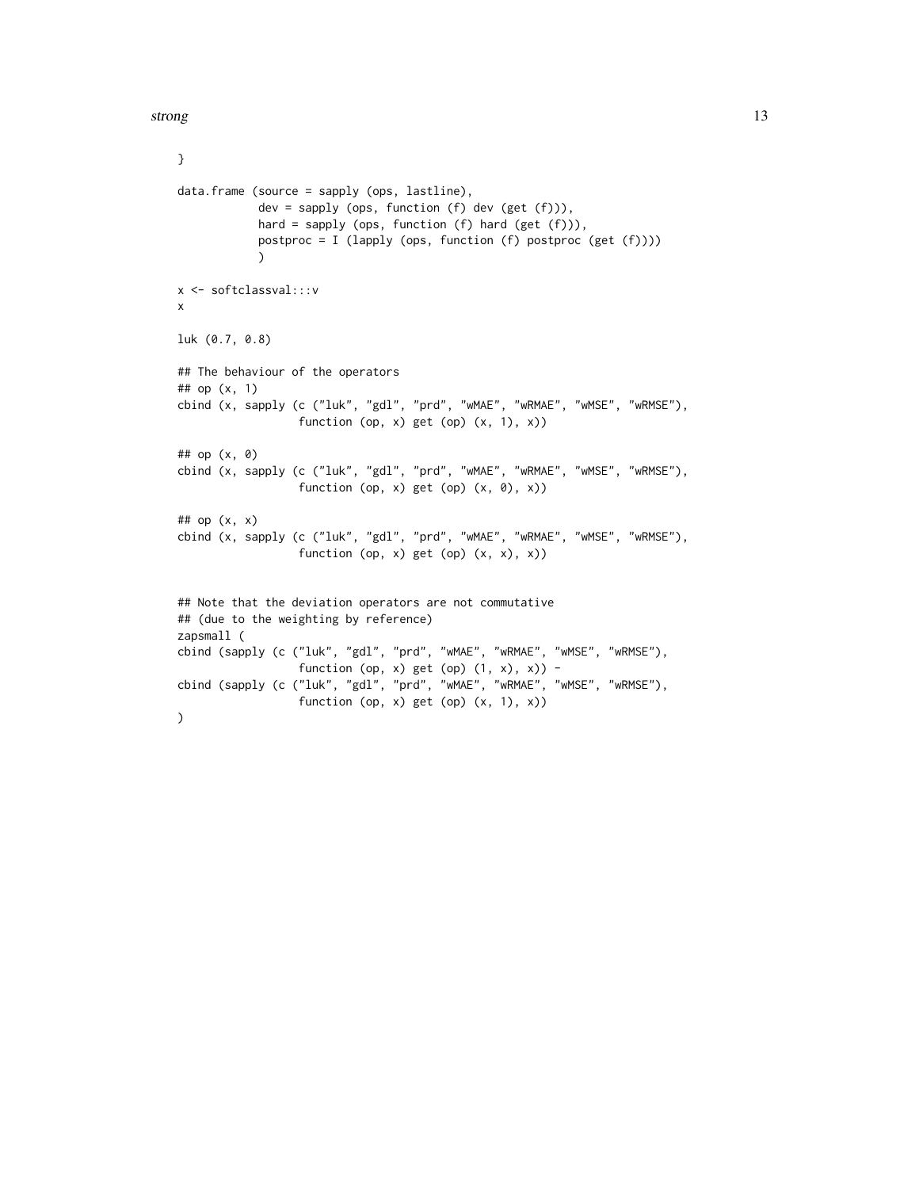```
}

data.frame (source = sapply (ops, lastline),
            dev = sapply (ops, function (f) dev (get (f))),
            hard = sapply (ops, function (f) hard (get (f))),
            postproc = I (lapply (ops, function (f) postproc (get (f))))
            )

x <- softclassval:::v
x

luk (0.7, 0.8)

## The behaviour of the operators
## op (x, 1)
cbind (x, sapply (c ("luk", "gdl", "prd", "wMAE", "wRMAE", "wMSE", "wRMSE"),
                  function (op, x) get (op) (x, 1), x))

## op (x, 0)
cbind (x, sapply (c ("luk", "gdl", "prd", "wMAE", "wRMAE", "wMSE", "wRMSE"),
                  function (op, x) get (op) (x, 0), x))

## op (x, x)
cbind (x, sapply (c ("luk", "gdl", "prd", "wMAE", "wRMAE", "wMSE", "wRMSE"),
                  function (op, x) get (op) (x, x), x))


## Note that the deviation operators are not commutative
## (due to the weighting by reference)
zapsmall (
cbind (sapply (c ("luk", "gdl", "prd", "wMAE", "wRMAE", "wMSE", "wRMSE"),
                  function (op, x) get (op) (1, x), x)) -
cbind (sapply (c ("luk", "gdl", "prd", "wMAE", "wRMAE", "wMSE", "wRMSE"),
                  function (op, x) get (op) (x, 1), x))
)
```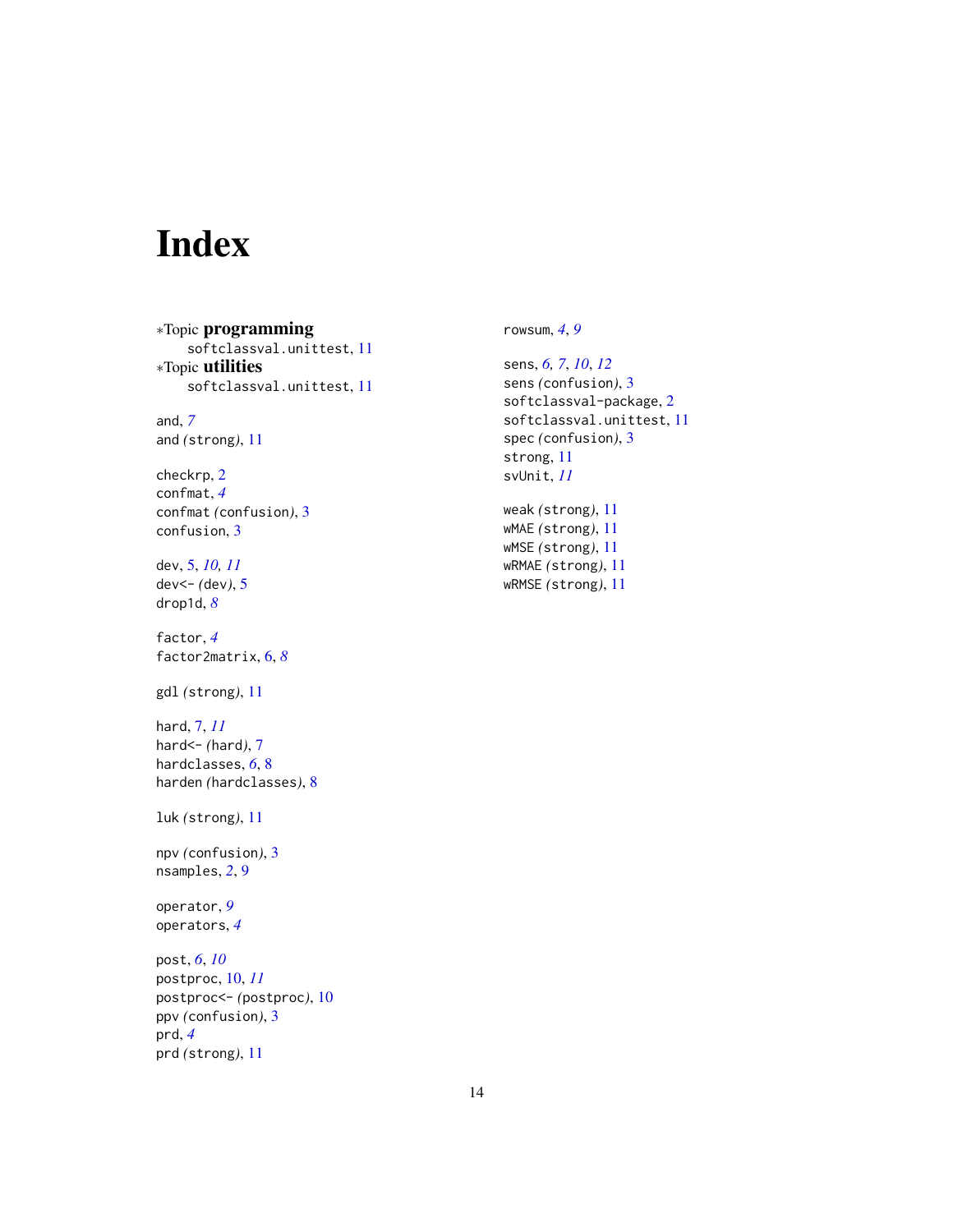# Index

*Topic **programming**
  softclassval.unittest, 11

*Topic **utilities**
  softclassval.unittest, 11

and, *7*
and *(strong)*, 11

checkrp, 2
confmat, *4*
confmat *(confusion)*, 3
confusion, 3

dev, 5, *10, 11*
dev<- *(dev)*, 5
drop1d, *8*

factor, *4*
factor2matrix, 6, *8*

gdl *(strong)*, 11

hard, 7, *11*
hard<- *(hard)*, 7
hardclasses, *6*, 8
harden *(hardclasses)*, 8

luk *(strong)*, 11

npv *(confusion)*, 3
nsamples, *2*, 9

operator, *9*
operators, *4*

post, *6*, *10*
postproc, 10, *11*
postproc<- *(postproc)*, 10
ppv *(confusion)*, 3
prd, *4*
prd *(strong)*, 11

rowsum, *4*, *9*

sens, *6, 7*, *10*, *12*
sens *(confusion)*, 3
softclassval-package, 2
softclassval.unittest, 11
spec *(confusion)*, 3
strong, 11
svUnit, *11*

weak *(strong)*, 11
wMAE *(strong)*, 11
wMSE *(strong)*, 11
wRMAE *(strong)*, 11
wRMSE *(strong)*, 11